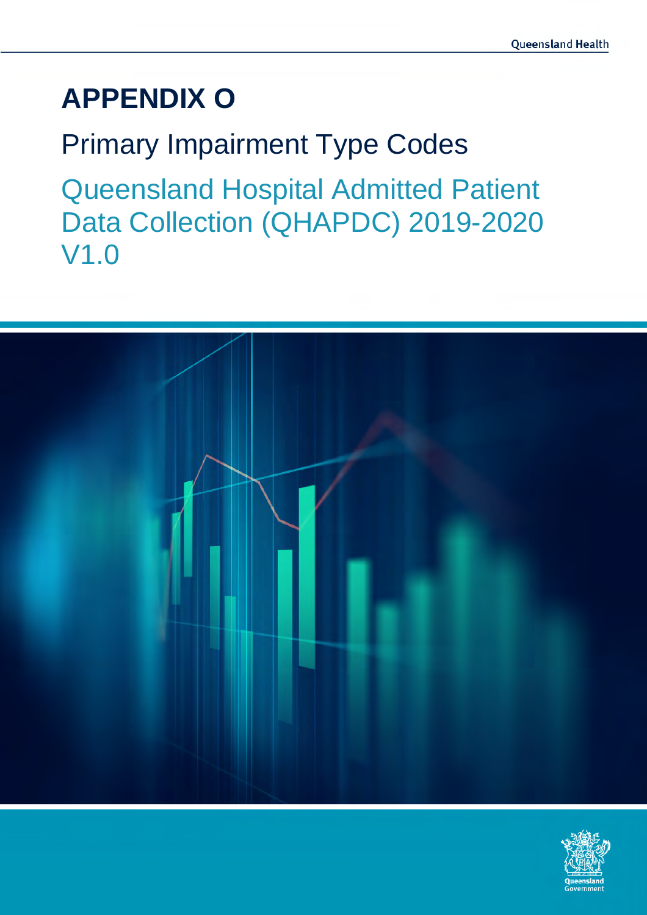# APPENDIX O

## Primary Impairment Type Codes

### Queensland Hospital Admitted Patient Data Collection (QHAPDC) 2019-2020 V1.0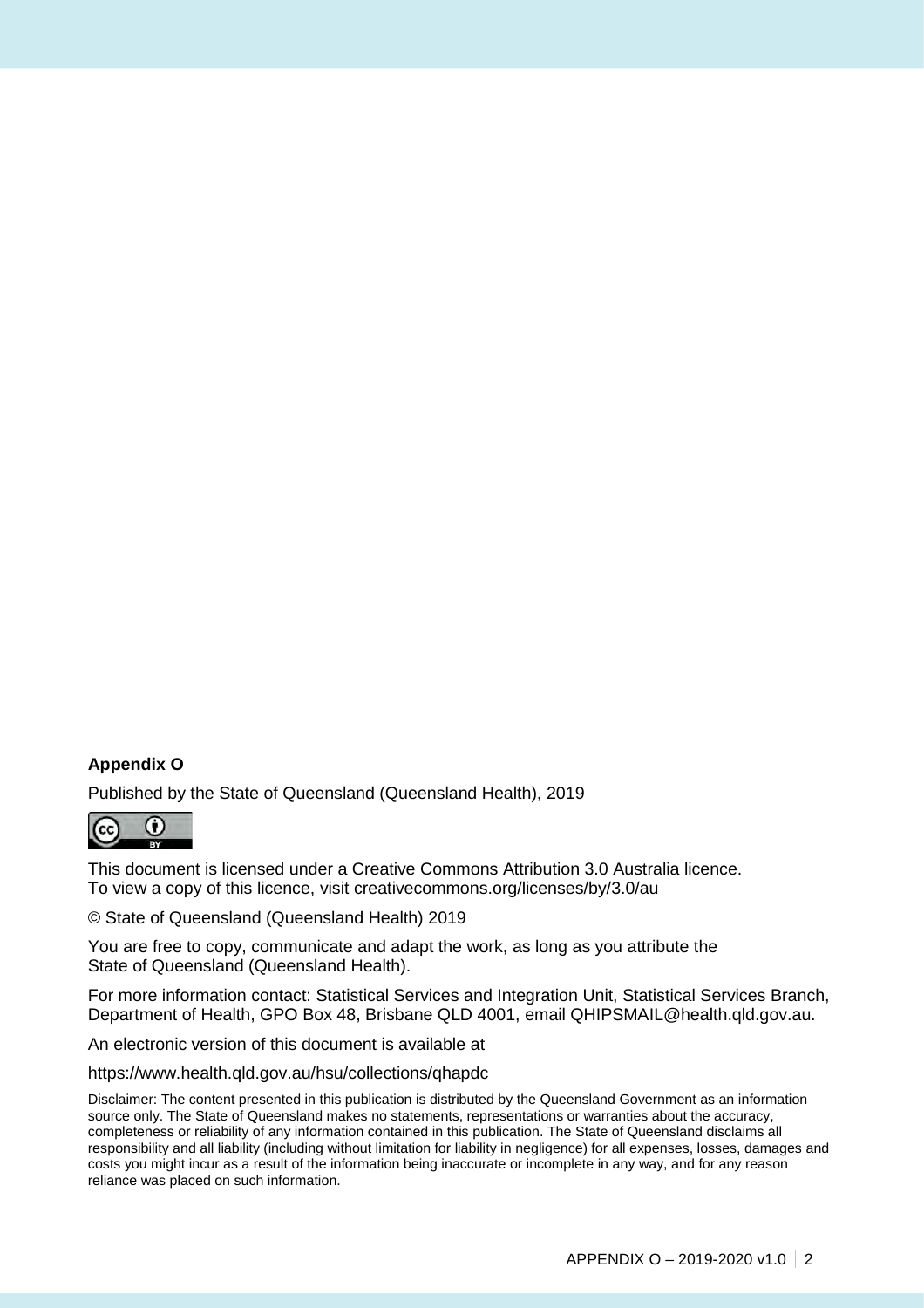**Appendix O**

Published by the State of Queensland (Queensland Health), 2019

This document is licensed under a Creative Commons Attribution 3.0 Australia licence.
To view a copy of this licence, visit creativecommons.org/licenses/by/3.0/au

© State of Queensland (Queensland Health) 2019

You are free to copy, communicate and adapt the work, as long as you attribute the State of Queensland (Queensland Health).

For more information contact: Statistical Services and Integration Unit, Statistical Services Branch, Department of Health, GPO Box 48, Brisbane QLD 4001, email QHIPSMAIL@health.qld.gov.au.

An electronic version of this document is available at

https://www.health.qld.gov.au/hsu/collections/qhapdc

Disclaimer: The content presented in this publication is distributed by the Queensland Government as an information source only. The State of Queensland makes no statements, representations or warranties about the accuracy, completeness or reliability of any information contained in this publication. The State of Queensland disclaims all responsibility and all liability (including without limitation for liability in negligence) for all expenses, losses, damages and costs you might incur as a result of the information being inaccurate or incomplete in any way, and for any reason reliance was placed on such information.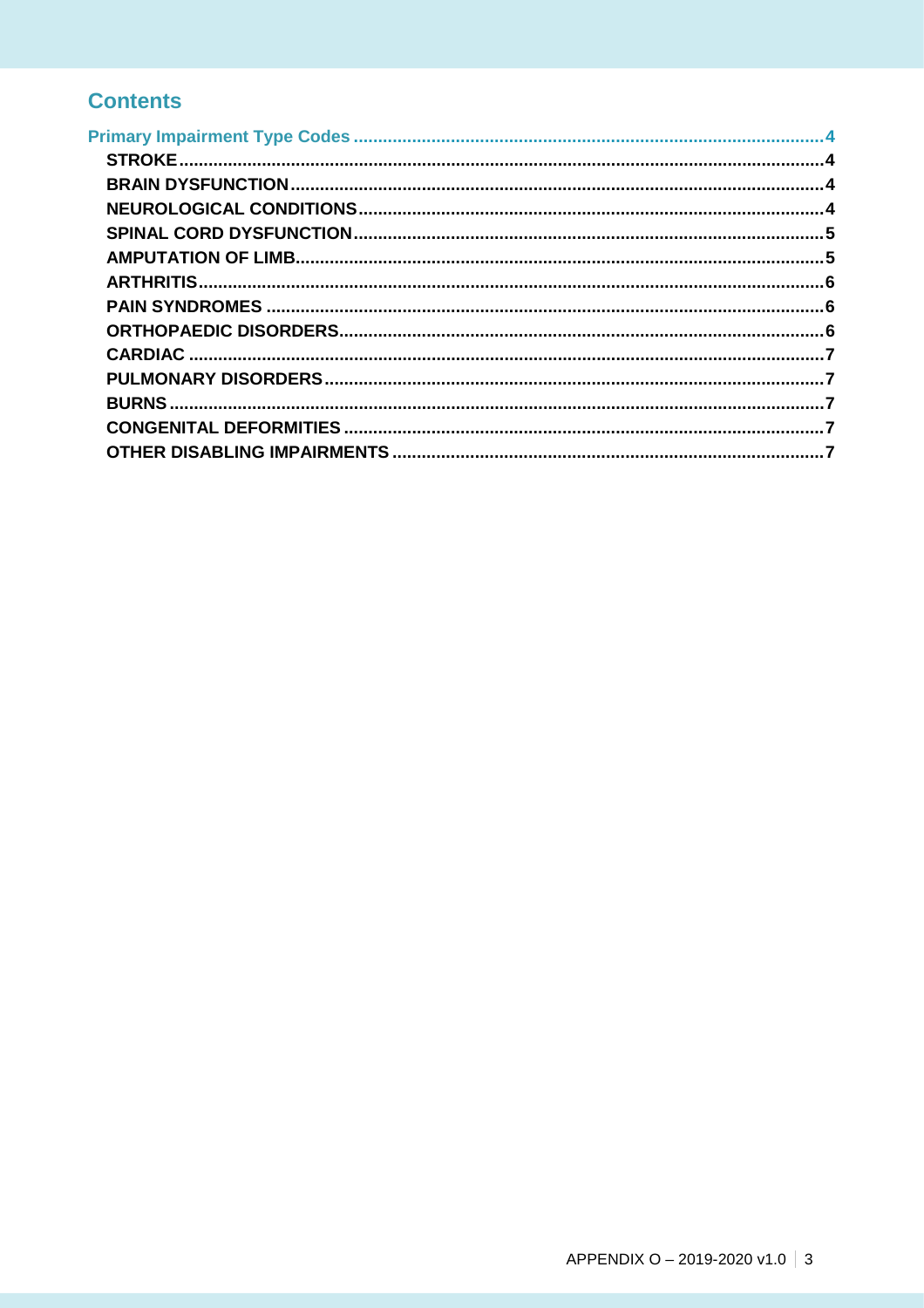## Contents

- Primary Impairment Type Codes ..... 4
  - STROKE ..... 4
  - BRAIN DYSFUNCTION ..... 4
  - NEUROLOGICAL CONDITIONS ..... 4
  - SPINAL CORD DYSFUNCTION ..... 5
  - AMPUTATION OF LIMB ..... 5
  - ARTHRITIS ..... 6
  - PAIN SYNDROMES ..... 6
  - ORTHOPAEDIC DISORDERS ..... 6
  - CARDIAC ..... 7
  - PULMONARY DISORDERS ..... 7
  - BURNS ..... 7
  - CONGENITAL DEFORMITIES ..... 7
  - OTHER DISABLING IMPAIRMENTS ..... 7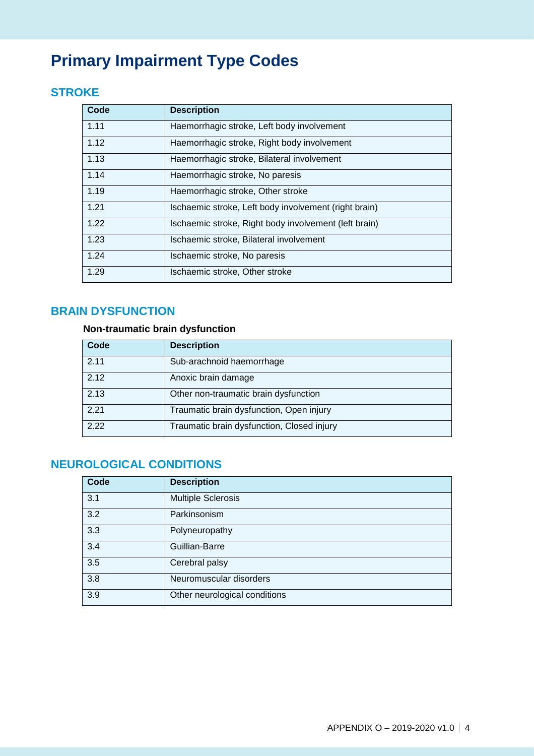# Primary Impairment Type Codes

## STROKE

| Code | Description |
| --- | --- |
| 1.11 | Haemorrhagic stroke, Left body involvement |
| 1.12 | Haemorrhagic stroke, Right body involvement |
| 1.13 | Haemorrhagic stroke, Bilateral involvement |
| 1.14 | Haemorrhagic stroke, No paresis |
| 1.19 | Haemorrhagic stroke, Other stroke |
| 1.21 | Ischaemic stroke, Left body involvement (right brain) |
| 1.22 | Ischaemic stroke, Right body involvement (left brain) |
| 1.23 | Ischaemic stroke, Bilateral involvement |
| 1.24 | Ischaemic stroke, No paresis |
| 1.29 | Ischaemic stroke, Other stroke |

## BRAIN DYSFUNCTION

### Non-traumatic brain dysfunction

| Code | Description |
| --- | --- |
| 2.11 | Sub-arachnoid haemorrhage |
| 2.12 | Anoxic brain damage |
| 2.13 | Other non-traumatic brain dysfunction |
| 2.21 | Traumatic brain dysfunction, Open injury |
| 2.22 | Traumatic brain dysfunction, Closed injury |

## NEUROLOGICAL CONDITIONS

| Code | Description |
| --- | --- |
| 3.1 | Multiple Sclerosis |
| 3.2 | Parkinsonism |
| 3.3 | Polyneuropathy |
| 3.4 | Guillian-Barre |
| 3.5 | Cerebral palsy |
| 3.8 | Neuromuscular disorders |
| 3.9 | Other neurological conditions |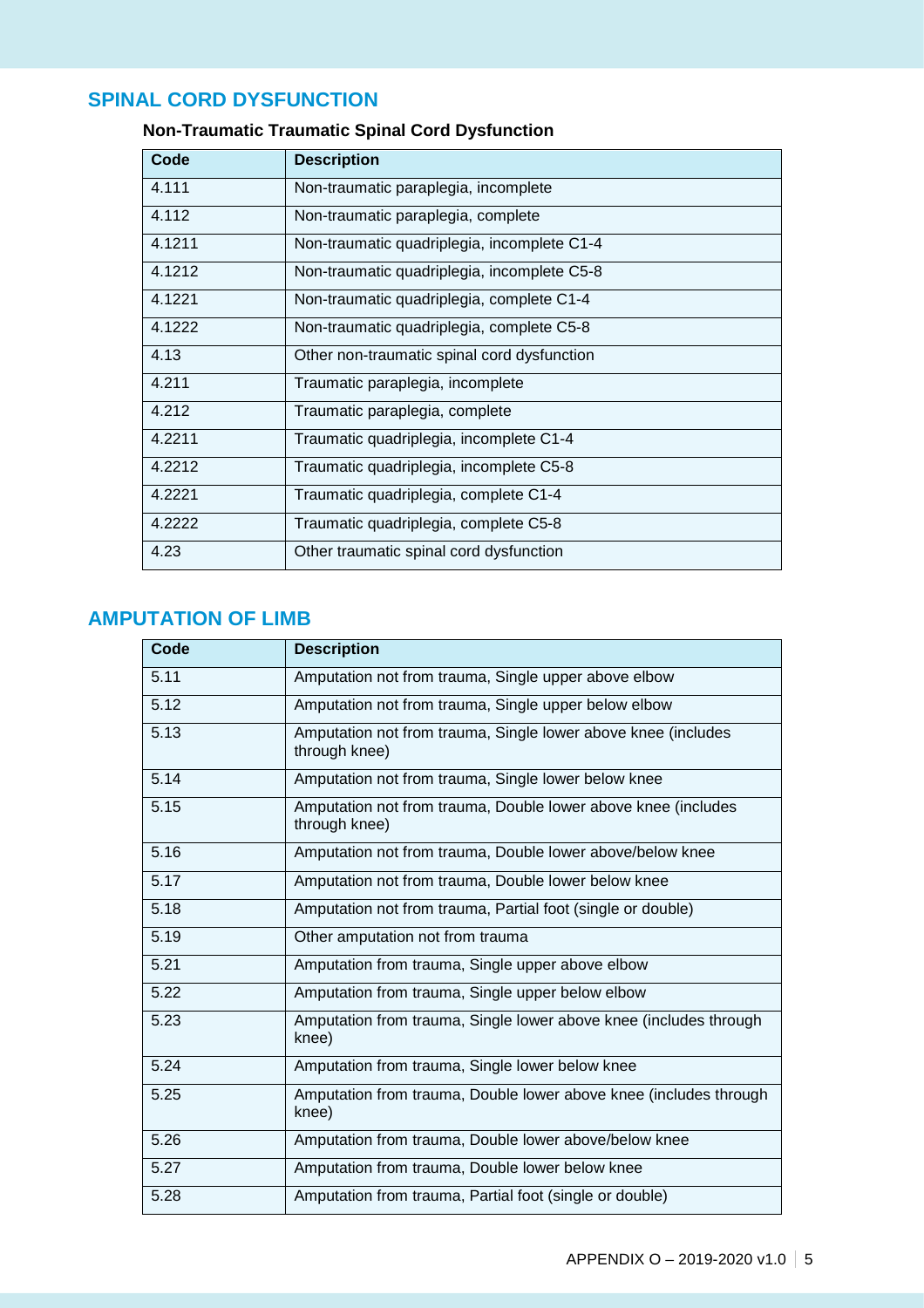## SPINAL CORD DYSFUNCTION

### Non-Traumatic Traumatic Spinal Cord Dysfunction

| Code | Description |
|---|---|
| 4.111 | Non-traumatic paraplegia, incomplete |
| 4.112 | Non-traumatic paraplegia, complete |
| 4.1211 | Non-traumatic quadriplegia, incomplete C1-4 |
| 4.1212 | Non-traumatic quadriplegia, incomplete C5-8 |
| 4.1221 | Non-traumatic quadriplegia, complete C1-4 |
| 4.1222 | Non-traumatic quadriplegia, complete C5-8 |
| 4.13 | Other non-traumatic spinal cord dysfunction |
| 4.211 | Traumatic paraplegia, incomplete |
| 4.212 | Traumatic paraplegia, complete |
| 4.2211 | Traumatic quadriplegia, incomplete C1-4 |
| 4.2212 | Traumatic quadriplegia, incomplete C5-8 |
| 4.2221 | Traumatic quadriplegia, complete C1-4 |
| 4.2222 | Traumatic quadriplegia, complete C5-8 |
| 4.23 | Other traumatic spinal cord dysfunction |

## AMPUTATION OF LIMB

| Code | Description |
|---|---|
| 5.11 | Amputation not from trauma, Single upper above elbow |
| 5.12 | Amputation not from trauma, Single upper below elbow |
| 5.13 | Amputation not from trauma, Single lower above knee (includes through knee) |
| 5.14 | Amputation not from trauma, Single lower below knee |
| 5.15 | Amputation not from trauma, Double lower above knee (includes through knee) |
| 5.16 | Amputation not from trauma, Double lower above/below knee |
| 5.17 | Amputation not from trauma, Double lower below knee |
| 5.18 | Amputation not from trauma, Partial foot (single or double) |
| 5.19 | Other amputation not from trauma |
| 5.21 | Amputation from trauma, Single upper above elbow |
| 5.22 | Amputation from trauma, Single upper below elbow |
| 5.23 | Amputation from trauma, Single lower above knee (includes through knee) |
| 5.24 | Amputation from trauma, Single lower below knee |
| 5.25 | Amputation from trauma, Double lower above knee (includes through knee) |
| 5.26 | Amputation from trauma, Double lower above/below knee |
| 5.27 | Amputation from trauma, Double lower below knee |
| 5.28 | Amputation from trauma, Partial foot (single or double) |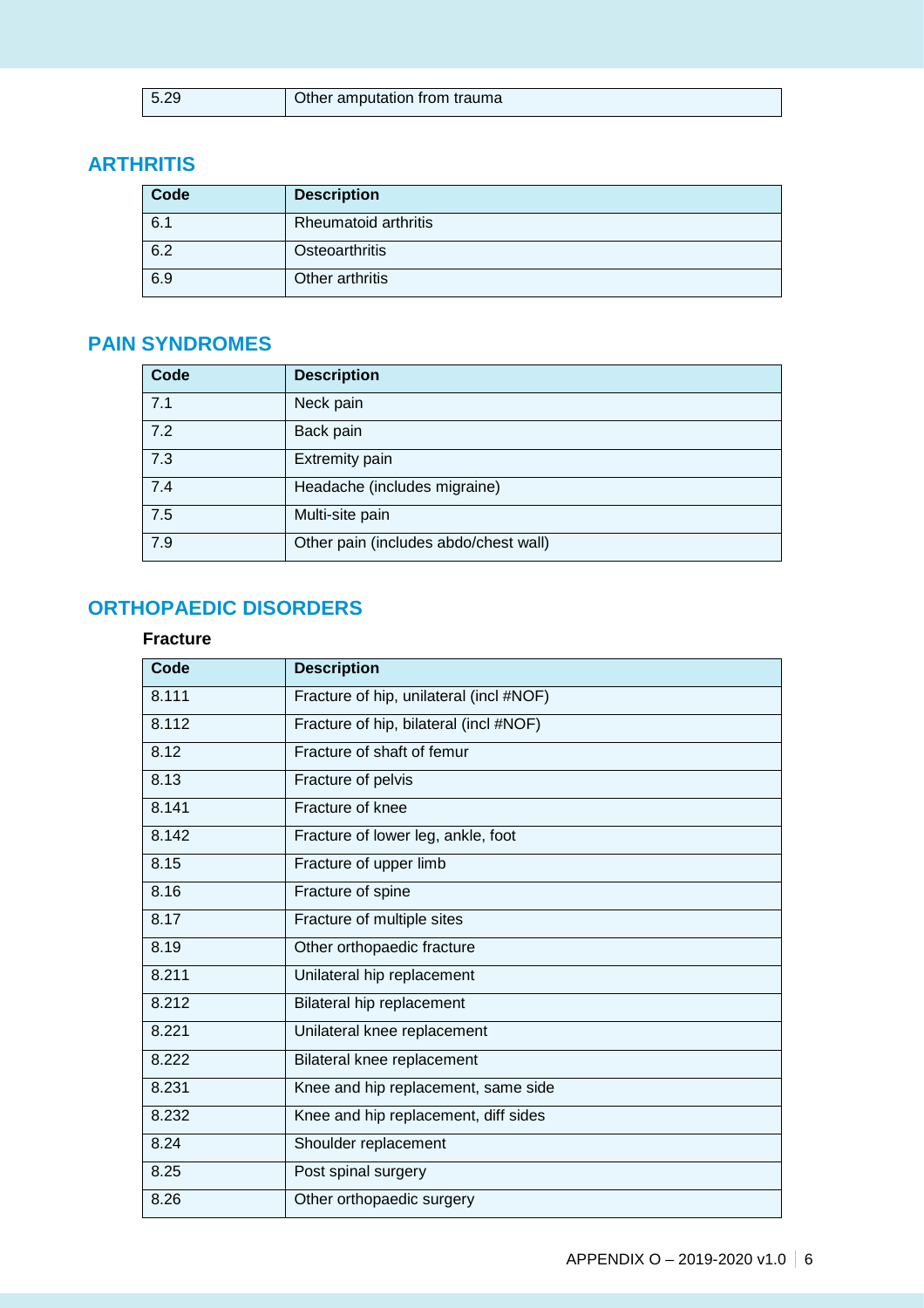| 5.29 | Other amputation from trauma |
|---|---|

## ARTHRITIS

| Code | Description |
|---|---|
| 6.1 | Rheumatoid arthritis |
| 6.2 | Osteoarthritis |
| 6.9 | Other arthritis |

## PAIN SYNDROMES

| Code | Description |
|---|---|
| 7.1 | Neck pain |
| 7.2 | Back pain |
| 7.3 | Extremity pain |
| 7.4 | Headache (includes migraine) |
| 7.5 | Multi-site pain |
| 7.9 | Other pain (includes abdo/chest wall) |

## ORTHOPAEDIC DISORDERS

### Fracture

| Code | Description |
|---|---|
| 8.111 | Fracture of hip, unilateral (incl #NOF) |
| 8.112 | Fracture of hip, bilateral (incl #NOF) |
| 8.12 | Fracture of shaft of femur |
| 8.13 | Fracture of pelvis |
| 8.141 | Fracture of knee |
| 8.142 | Fracture of lower leg, ankle, foot |
| 8.15 | Fracture of upper limb |
| 8.16 | Fracture of spine |
| 8.17 | Fracture of multiple sites |
| 8.19 | Other orthopaedic fracture |
| 8.211 | Unilateral hip replacement |
| 8.212 | Bilateral hip replacement |
| 8.221 | Unilateral knee replacement |
| 8.222 | Bilateral knee replacement |
| 8.231 | Knee and hip replacement, same side |
| 8.232 | Knee and hip replacement, diff sides |
| 8.24 | Shoulder replacement |
| 8.25 | Post spinal surgery |
| 8.26 | Other orthopaedic surgery |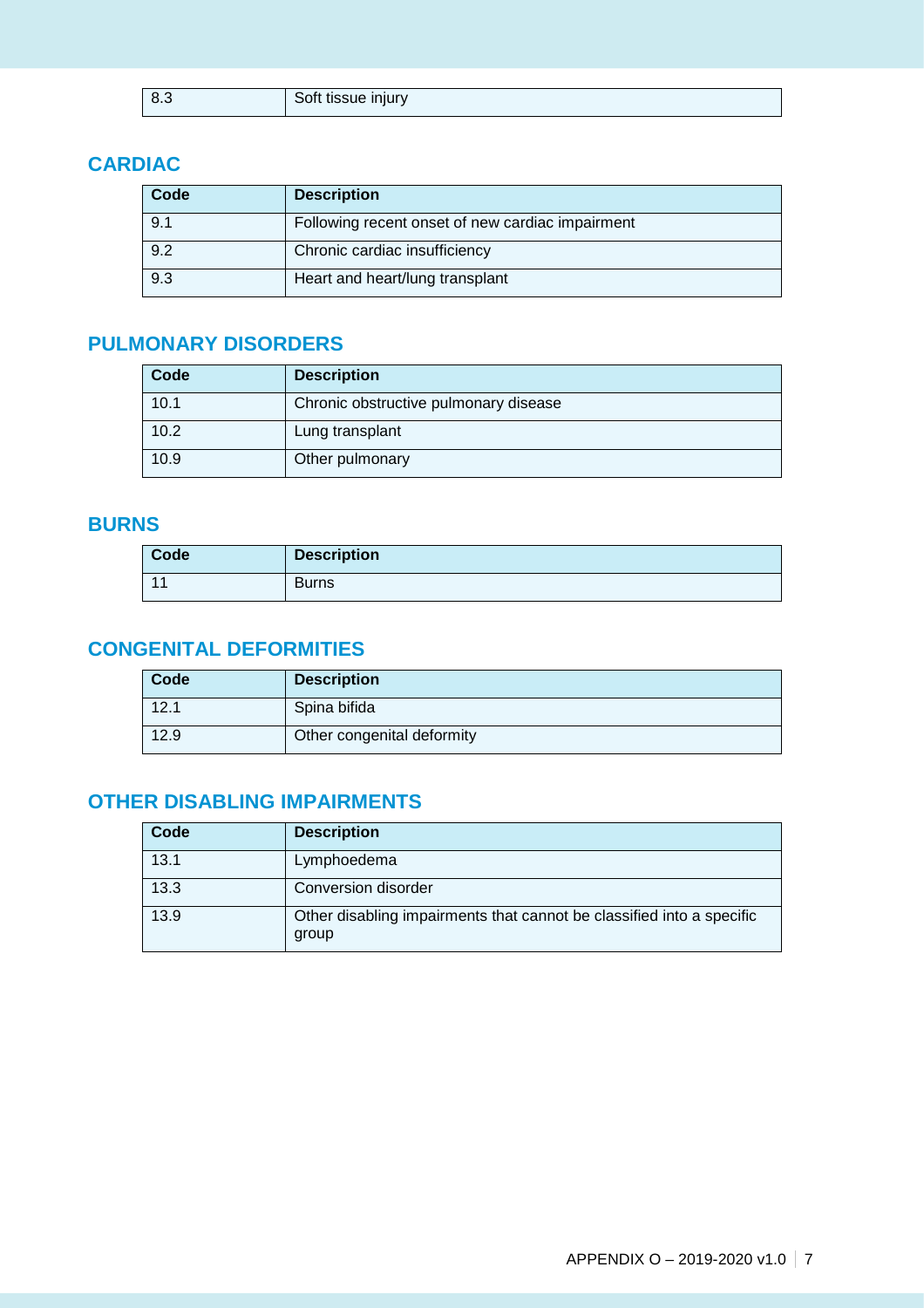| 8.3 | Soft tissue injury |
|---|---|

## CARDIAC

| Code | Description |
|---|---|
| 9.1 | Following recent onset of new cardiac impairment |
| 9.2 | Chronic cardiac insufficiency |
| 9.3 | Heart and heart/lung transplant |

## PULMONARY DISORDERS

| Code | Description |
|---|---|
| 10.1 | Chronic obstructive pulmonary disease |
| 10.2 | Lung transplant |
| 10.9 | Other pulmonary |

## BURNS

| Code | Description |
|---|---|
| 11 | Burns |

## CONGENITAL DEFORMITIES

| Code | Description |
|---|---|
| 12.1 | Spina bifida |
| 12.9 | Other congenital deformity |

## OTHER DISABLING IMPAIRMENTS

| Code | Description |
|---|---|
| 13.1 | Lymphoedema |
| 13.3 | Conversion disorder |
| 13.9 | Other disabling impairments that cannot be classified into a specific group |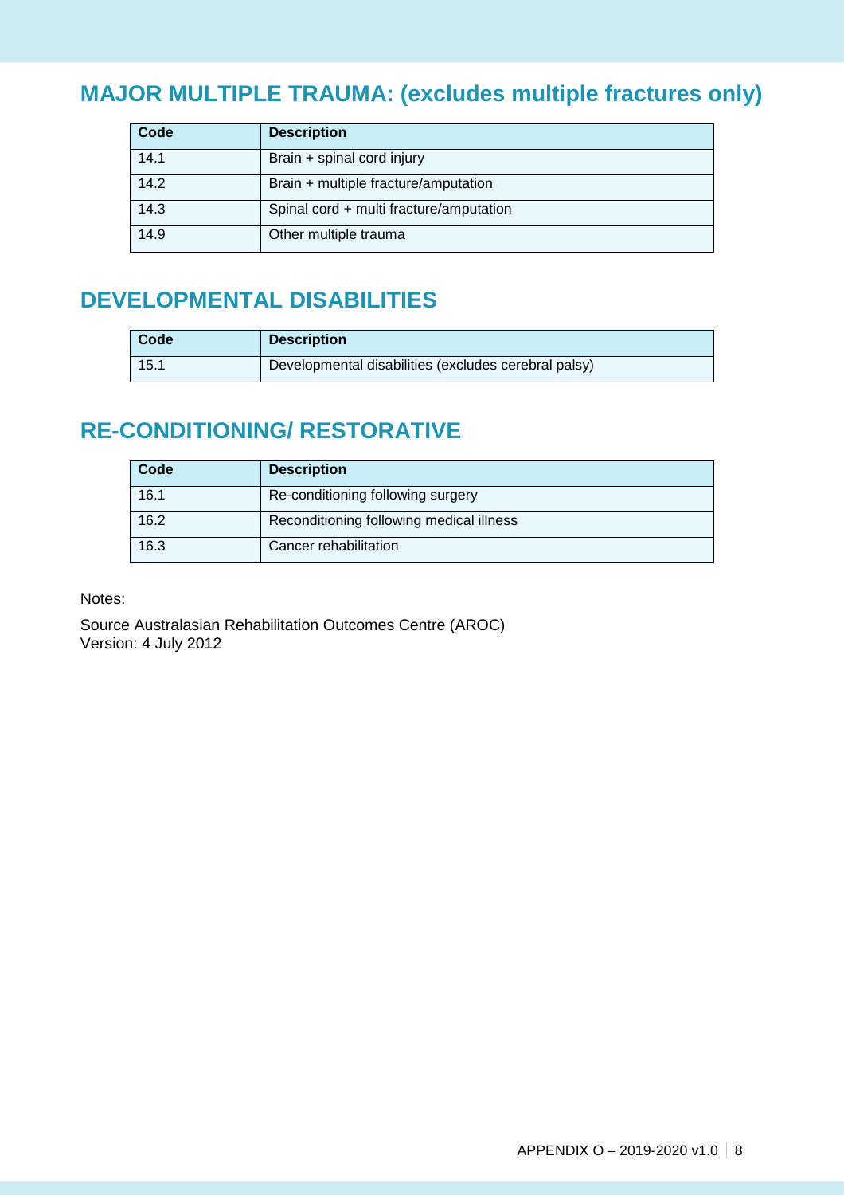## MAJOR MULTIPLE TRAUMA: (excludes multiple fractures only)

| Code | Description |
|---|---|
| 14.1 | Brain + spinal cord injury |
| 14.2 | Brain + multiple fracture/amputation |
| 14.3 | Spinal cord + multi fracture/amputation |
| 14.9 | Other multiple trauma |

## DEVELOPMENTAL DISABILITIES

| Code | Description |
|---|---|
| 15.1 | Developmental disabilities (excludes cerebral palsy) |

## RE-CONDITIONING/ RESTORATIVE

| Code | Description |
|---|---|
| 16.1 | Re-conditioning following surgery |
| 16.2 | Reconditioning following medical illness |
| 16.3 | Cancer rehabilitation |

Notes:

Source Australasian Rehabilitation Outcomes Centre (AROC)
Version: 4 July 2012